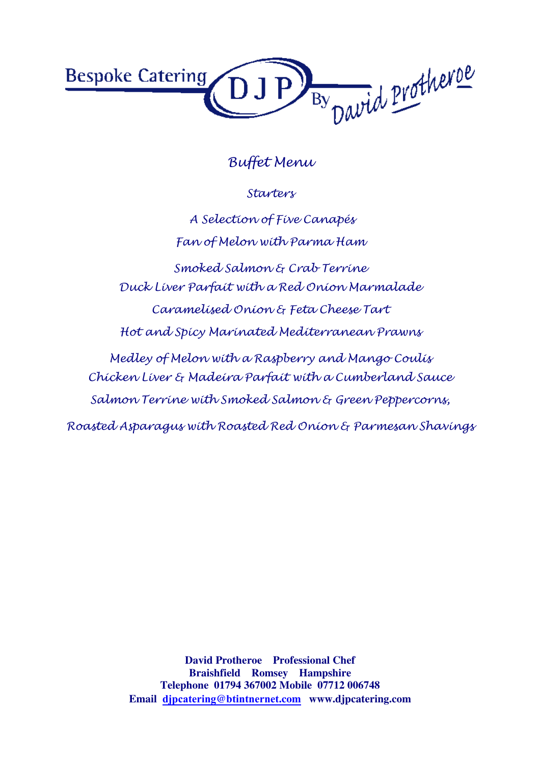Bespoke Catering DJP By David Protheroe

# Buffet Menu

## Starters

A Selection of Five Canapés

Fan of Melon with Parma Ham

Smoked Salmon & Crab Terrine

Duck Liver Parfait with a Red Onion Marmalade

Caramelised Onion & Feta Cheese Tart

Hot and Spicy Marinated Mediterranean Prawns

Medley of Melon with a Raspberry and Mango Coulis

Chicken Liver & Madeira Parfait with a Cumberland Sauce

Salmon Terrine with Smoked Salmon & Green Peppercorns,

Roasted Asparagus with Roasted Red Onion & Parmesan Shavings

**David Protheroe Professional Chef**
**Braishfield Romsey Hampshire**
**Telephone 01794 367002 Mobile 07712 006748**
**Email djpcatering@btintnernet.com www.djpcatering.com**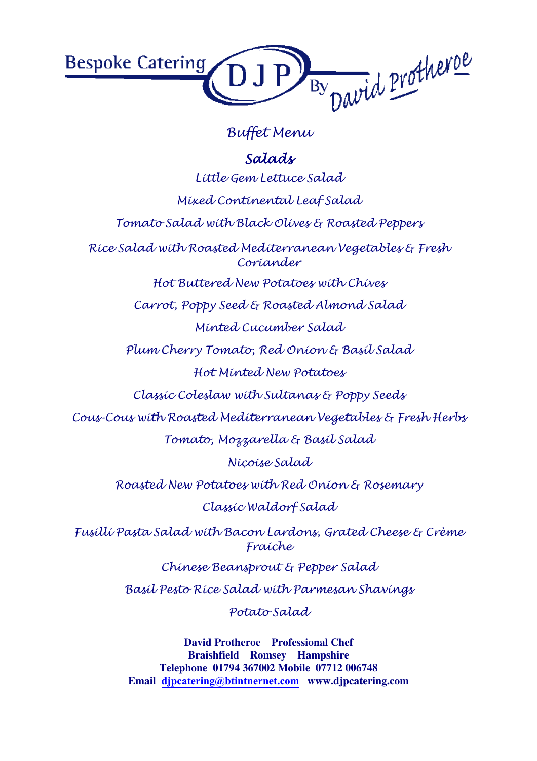Bespoke Catering **DJP** By David Protheroe

## Buffet Menu

### Salads

Little Gem Lettuce Salad

Mixed Continental Leaf Salad

Tomato Salad with Black Olives & Roasted Peppers

Rice Salad with Roasted Mediterranean Vegetables & Fresh Coriander

Hot Buttered New Potatoes with Chives

Carrot, Poppy Seed & Roasted Almond Salad

Minted Cucumber Salad

Plum Cherry Tomato, Red Onion & Basil Salad

Hot Minted New Potatoes

Classic Coleslaw with Sultanas & Poppy Seeds

Cous-Cous with Roasted Mediterranean Vegetables & Fresh Herbs

Tomato, Mozzarella & Basil Salad

Niçoise Salad

Roasted New Potatoes with Red Onion & Rosemary

Classic Waldorf Salad

Fusilli Pasta Salad with Bacon Lardons, Grated Cheese & Crème Fraiche

Chinese Beansprout & Pepper Salad

Basil Pesto Rice Salad with Parmesan Shavings

Potato Salad

**David Protheroe Professional Chef**
**Braishfield Romsey Hampshire**
**Telephone 01794 367002 Mobile 07712 006748**
**Email djpcatering@btintnernet.com www.djpcatering.com**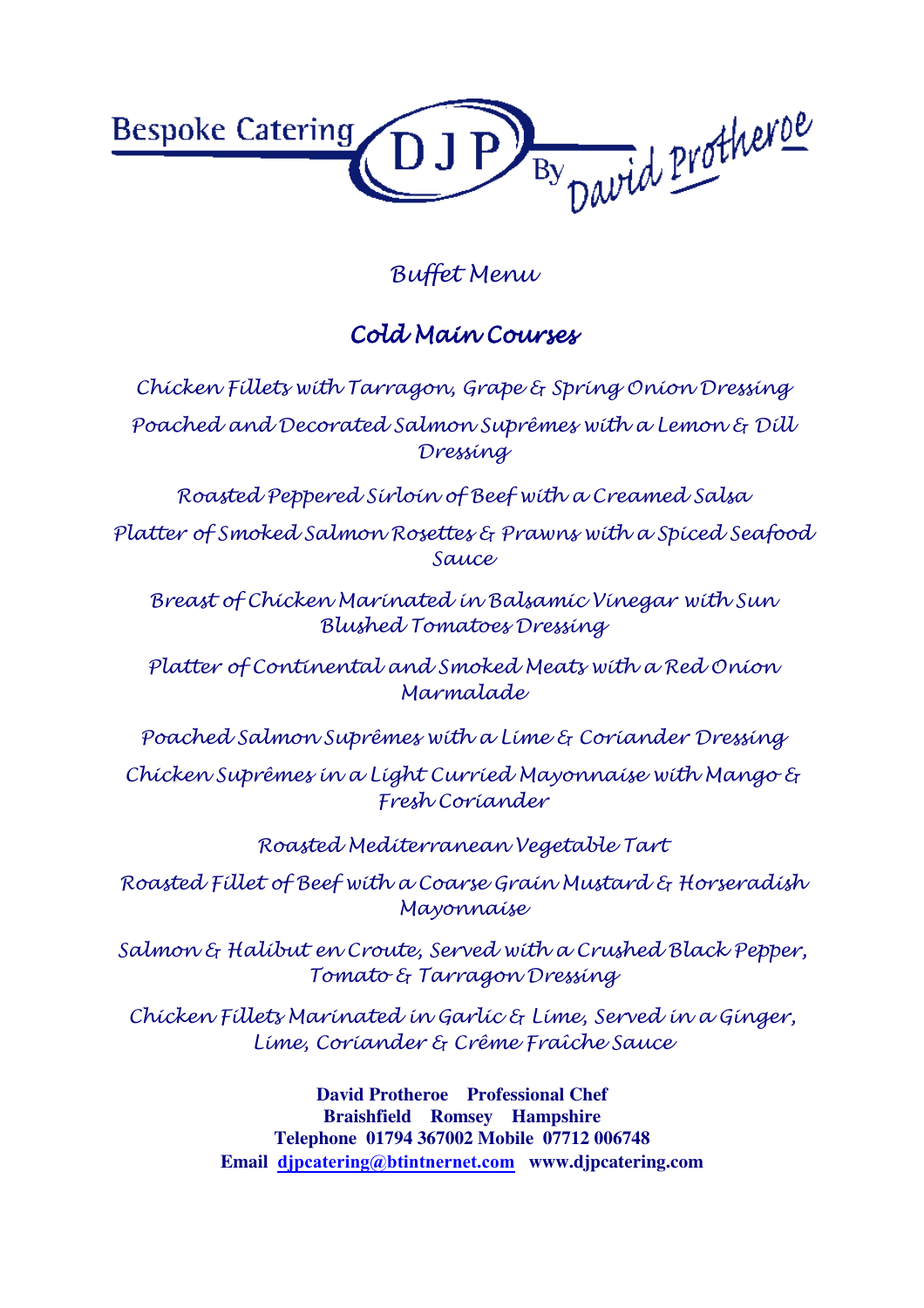Bespoke Catering DJP By David Protheroe

# Buffet Menu

## Cold Main Courses

Chicken Fillets with Tarragon, Grape & Spring Onion Dressing

Poached and Decorated Salmon Suprêmes with a Lemon & Dill Dressing

Roasted Peppered Sirloin of Beef with a Creamed Salsa

Platter of Smoked Salmon Rosettes & Prawns with a Spiced Seafood Sauce

Breast of Chicken Marinated in Balsamic Vinegar with Sun Blushed Tomatoes Dressing

Platter of Continental and Smoked Meats with a Red Onion Marmalade

Poached Salmon Suprêmes with a Lime & Coriander Dressing

Chicken Suprêmes in a Light Curried Mayonnaise with Mango & Fresh Coriander

Roasted Mediterranean Vegetable Tart

Roasted Fillet of Beef with a Coarse Grain Mustard & Horseradish Mayonnaise

Salmon & Halibut en Croute, Served with a Crushed Black Pepper, Tomato & Tarragon Dressing

Chicken Fillets Marinated in Garlic & Lime, Served in a Ginger, Lime, Coriander & Crême Fraîche Sauce

**David Protheroe Professional Chef**
**Braishfield Romsey Hampshire**
**Telephone 01794 367002 Mobile 07712 006748**
**Email djpcatering@btintnernet.com www.djpcatering.com**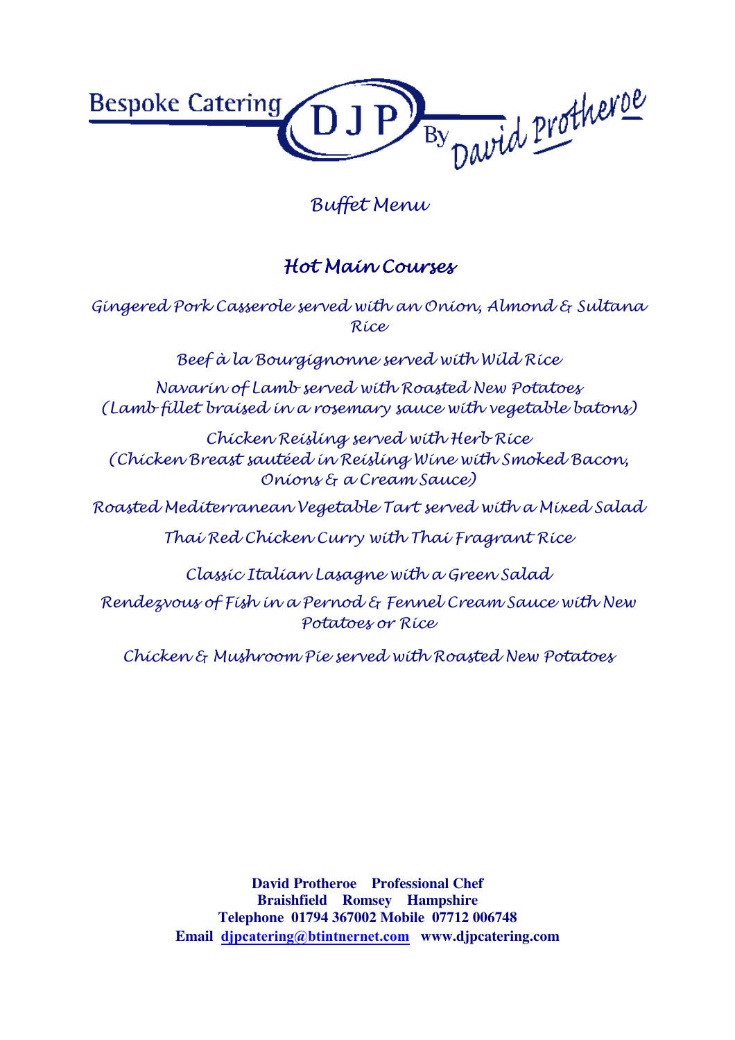Bespoke Catering DJP By David Protheroe

# Buffet Menu

## Hot Main Courses

*Gingered Pork Casserole served with an Onion, Almond & Sultana Rice*

*Beef à la Bourgignonne served with Wild Rice*

*Navarin of Lamb served with Roasted New Potatoes*
*(Lamb fillet braised in a rosemary sauce with vegetable batons)*

*Chicken Reisling served with Herb Rice*
*(Chicken Breast sautéed in Reisling Wine with Smoked Bacon, Onions & a Cream Sauce)*

*Roasted Mediterranean Vegetable Tart served with a Mixed Salad*

*Thai Red Chicken Curry with Thai Fragrant Rice*

*Classic Italian Lasagne with a Green Salad*

*Rendezvous of Fish in a Pernod & Fennel Cream Sauce with New Potatoes or Rice*

*Chicken & Mushroom Pie served with Roasted New Potatoes*

**David Protheroe Professional Chef**
**Braishfield Romsey Hampshire**
**Telephone 01794 367002 Mobile 07712 006748**
**Email djpcatering@btintnernet.com www.djpcatering.com**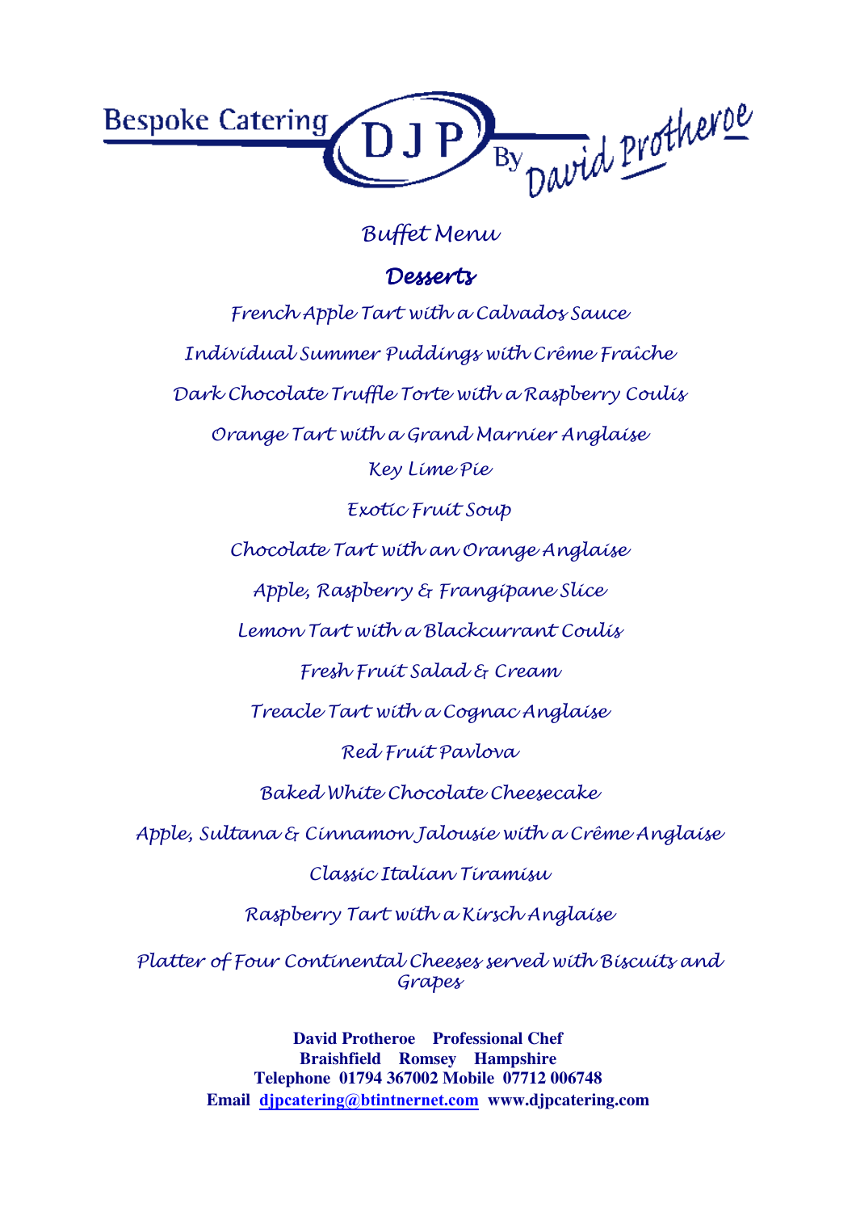Bespoke Catering DJP By David Protheroe

# Buffet Menu

## Desserts

French Apple Tart with a Calvados Sauce

Individual Summer Puddings with Crême Fraîche

Dark Chocolate Truffle Torte with a Raspberry Coulis

Orange Tart with a Grand Marnier Anglaise

Key Lime Pie

Exotic Fruit Soup

Chocolate Tart with an Orange Anglaise

Apple, Raspberry & Frangipane Slice

Lemon Tart with a Blackcurrant Coulis

Fresh Fruit Salad & Cream

Treacle Tart with a Cognac Anglaise

Red Fruit Pavlova

Baked White Chocolate Cheesecake

Apple, Sultana & Cinnamon Jalousie with a Crême Anglaise

Classic Italian Tiramisu

Raspberry Tart with a Kirsch Anglaise

Platter of Four Continental Cheeses served with Biscuits and Grapes

**David Protheroe Professional Chef**
**Braishfield Romsey Hampshire**
**Telephone 01794 367002 Mobile 07712 006748**
**Email djpcatering@btintnernet.com www.djpcatering.com**